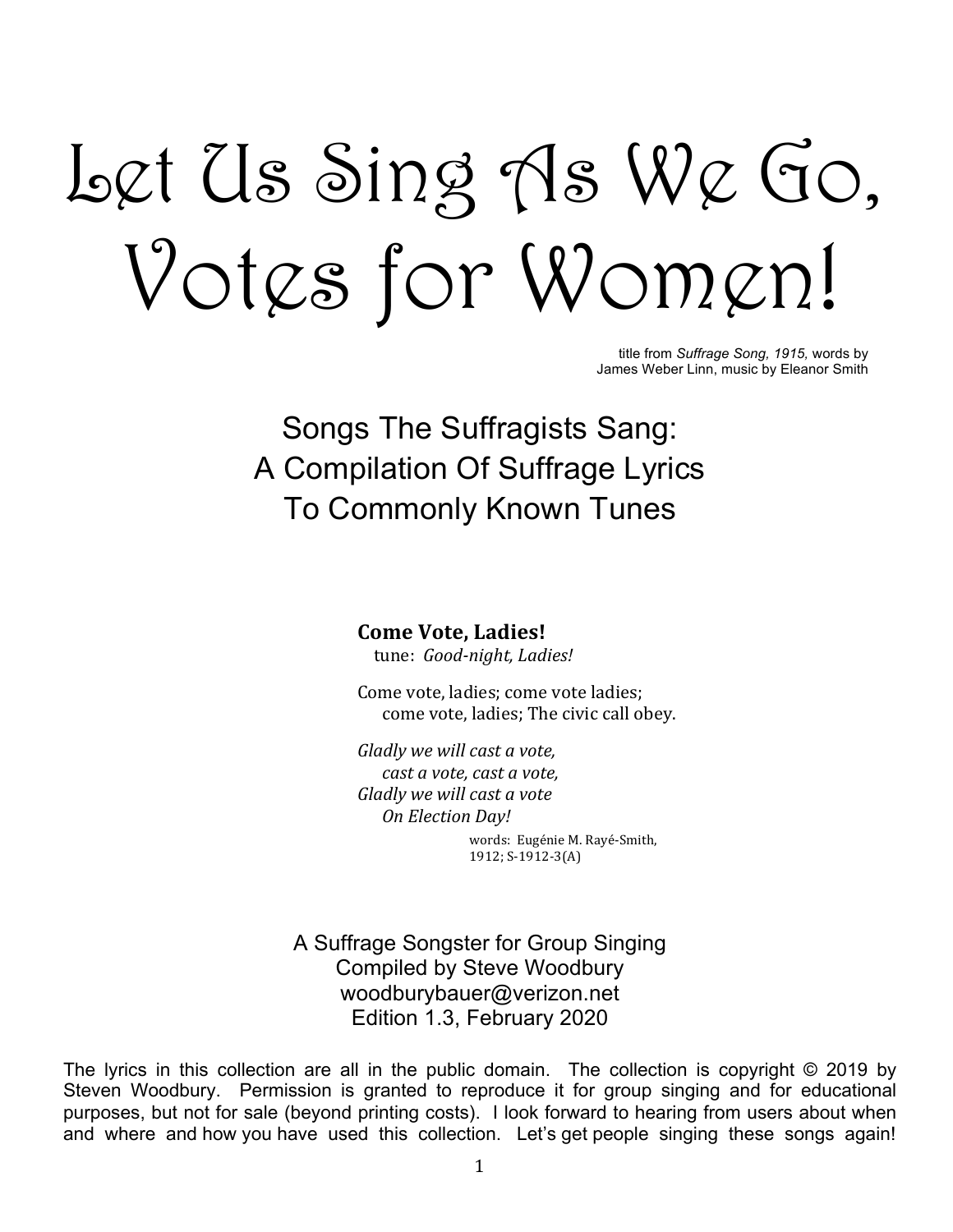# Let Us Sing As We Go, Votes for Women!

title from *Suffrage Song, 1915,* words by James Weber Linn, music by Eleanor Smith

## Songs The Suffragists Sang: A Compilation Of Suffrage Lyrics To Commonly Known Tunes

**Come Vote, Ladies!**
tune: *Good-night, Ladies!*

Come vote, ladies; come vote ladies;
come vote, ladies; The civic call obey.

*Gladly we will cast a vote,*
*cast a vote, cast a vote,*
*Gladly we will cast a vote*
*On Election Day!*

words: Eugénie M. Rayé-Smith, 1912; S-1912-3(A)

A Suffrage Songster for Group Singing
Compiled by Steve Woodbury
woodburybauer@verizon.net
Edition 1.3, February 2020

The lyrics in this collection are all in the public domain. The collection is copyright © 2019 by Steven Woodbury. Permission is granted to reproduce it for group singing and for educational purposes, but not for sale (beyond printing costs). I look forward to hearing from users about when and where and how you have used this collection. Let's get people singing these songs again!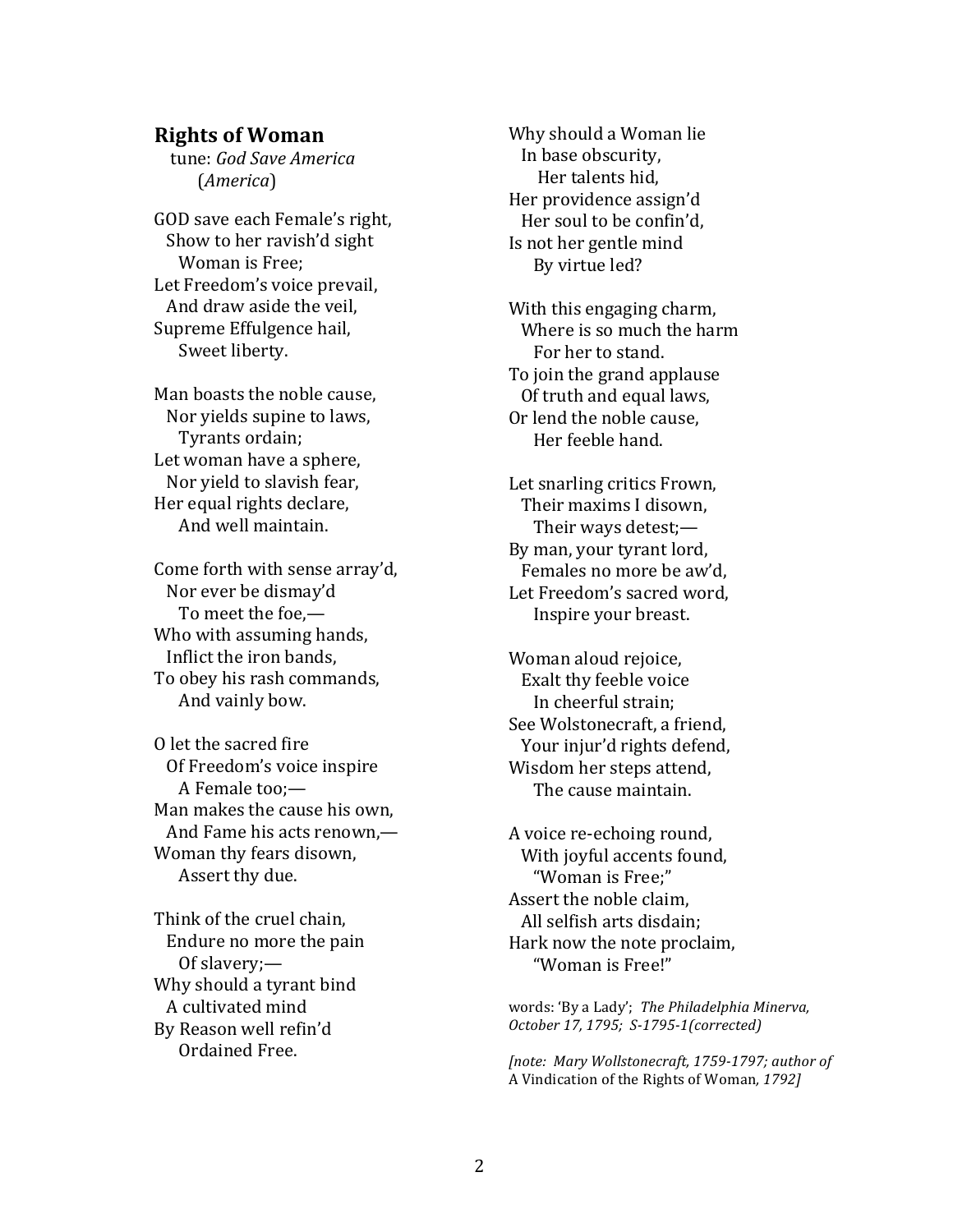## Rights of Woman

tune: *God Save America* (*America*)

GOD save each Female's right,
Show to her ravish'd sight
Woman is Free;
Let Freedom's voice prevail,
And draw aside the veil,
Supreme Effulgence hail,
Sweet liberty.

Man boasts the noble cause,
Nor yields supine to laws,
Tyrants ordain;
Let woman have a sphere,
Nor yield to slavish fear,
Her equal rights declare,
And well maintain.

Come forth with sense array'd,
Nor ever be dismay'd
To meet the foe,—
Who with assuming hands,
Inflict the iron bands,
To obey his rash commands,
And vainly bow.

O let the sacred fire
Of Freedom's voice inspire
A Female too;—
Man makes the cause his own,
And Fame his acts renown,—
Woman thy fears disown,
Assert thy due.

Think of the cruel chain,
Endure no more the pain
Of slavery;—
Why should a tyrant bind
A cultivated mind
By Reason well refin'd
Ordained Free.

Why should a Woman lie
In base obscurity,
Her talents hid,
Her providence assign'd
Her soul to be confin'd,
Is not her gentle mind
By virtue led?

With this engaging charm,
Where is so much the harm
For her to stand.
To join the grand applause
Of truth and equal laws,
Or lend the noble cause,
Her feeble hand.

Let snarling critics Frown,
Their maxims I disown,
Their ways detest;—
By man, your tyrant lord,
Females no more be aw'd,
Let Freedom's sacred word,
Inspire your breast.

Woman aloud rejoice,
Exalt thy feeble voice
In cheerful strain;
See Wolstonecraft, a friend,
Your injur'd rights defend,
Wisdom her steps attend,
The cause maintain.

A voice re-echoing round,
With joyful accents found,
"Woman is Free;"
Assert the noble claim,
All selfish arts disdain;
Hark now the note proclaim,
"Woman is Free!"

words: 'By a Lady'; *The Philadelphia Minerva, October 17, 1795; S-1795-1(corrected)*

*[note: Mary Wollstonecraft, 1759-1797; author of* A Vindication of the Rights of Woman*, 1792]*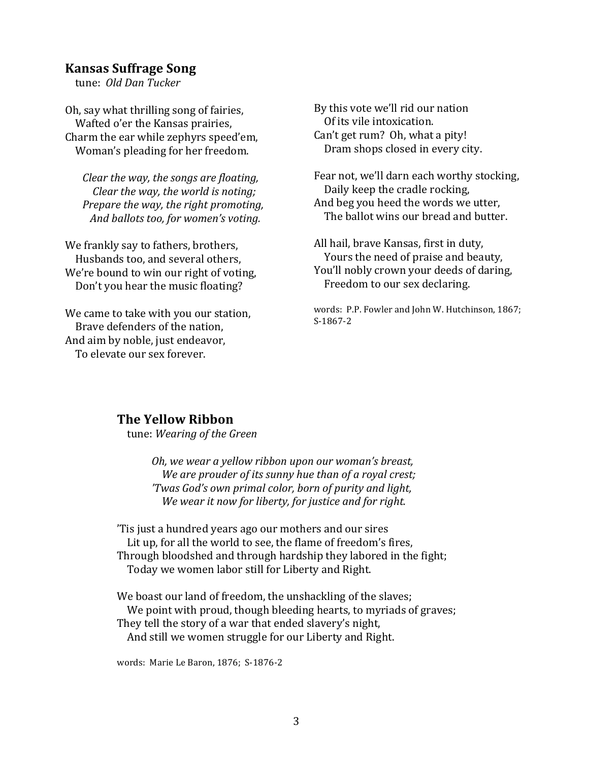### **Kansas Suffrage Song**

tune: *Old Dan Tucker*

Oh, say what thrilling song of fairies,
   Wafted o'er the Kansas prairies,
Charm the ear while zephyrs speed'em,
   Woman's pleading for her freedom.

*Clear the way, the songs are floating,*
   *Clear the way, the world is noting;*
*Prepare the way, the right promoting,*
   *And ballots too, for women's voting.*

We frankly say to fathers, brothers,
   Husbands too, and several others,
We're bound to win our right of voting,
   Don't you hear the music floating?

We came to take with you our station,
   Brave defenders of the nation,
And aim by noble, just endeavor,
   To elevate our sex forever.

By this vote we'll rid our nation
   Of its vile intoxication.
Can't get rum? Oh, what a pity!
   Dram shops closed in every city.

Fear not, we'll darn each worthy stocking,
   Daily keep the cradle rocking,
And beg you heed the words we utter,
   The ballot wins our bread and butter.

All hail, brave Kansas, first in duty,
   Yours the need of praise and beauty,
You'll nobly crown your deeds of daring,
   Freedom to our sex declaring.

words: P.P. Fowler and John W. Hutchinson, 1867; S-1867-2

### **The Yellow Ribbon**

tune: *Wearing of the Green*

*Oh, we wear a yellow ribbon upon our woman's breast,*
   *We are prouder of its sunny hue than of a royal crest;*
*'Twas God's own primal color, born of purity and light,*
   *We wear it now for liberty, for justice and for right.*

'Tis just a hundred years ago our mothers and our sires
   Lit up, for all the world to see, the flame of freedom's fires,
Through bloodshed and through hardship they labored in the fight;
   Today we women labor still for Liberty and Right.

We boast our land of freedom, the unshackling of the slaves;
   We point with proud, though bleeding hearts, to myriads of graves;
They tell the story of a war that ended slavery's night,
   And still we women struggle for our Liberty and Right.

words: Marie Le Baron, 1876; S-1876-2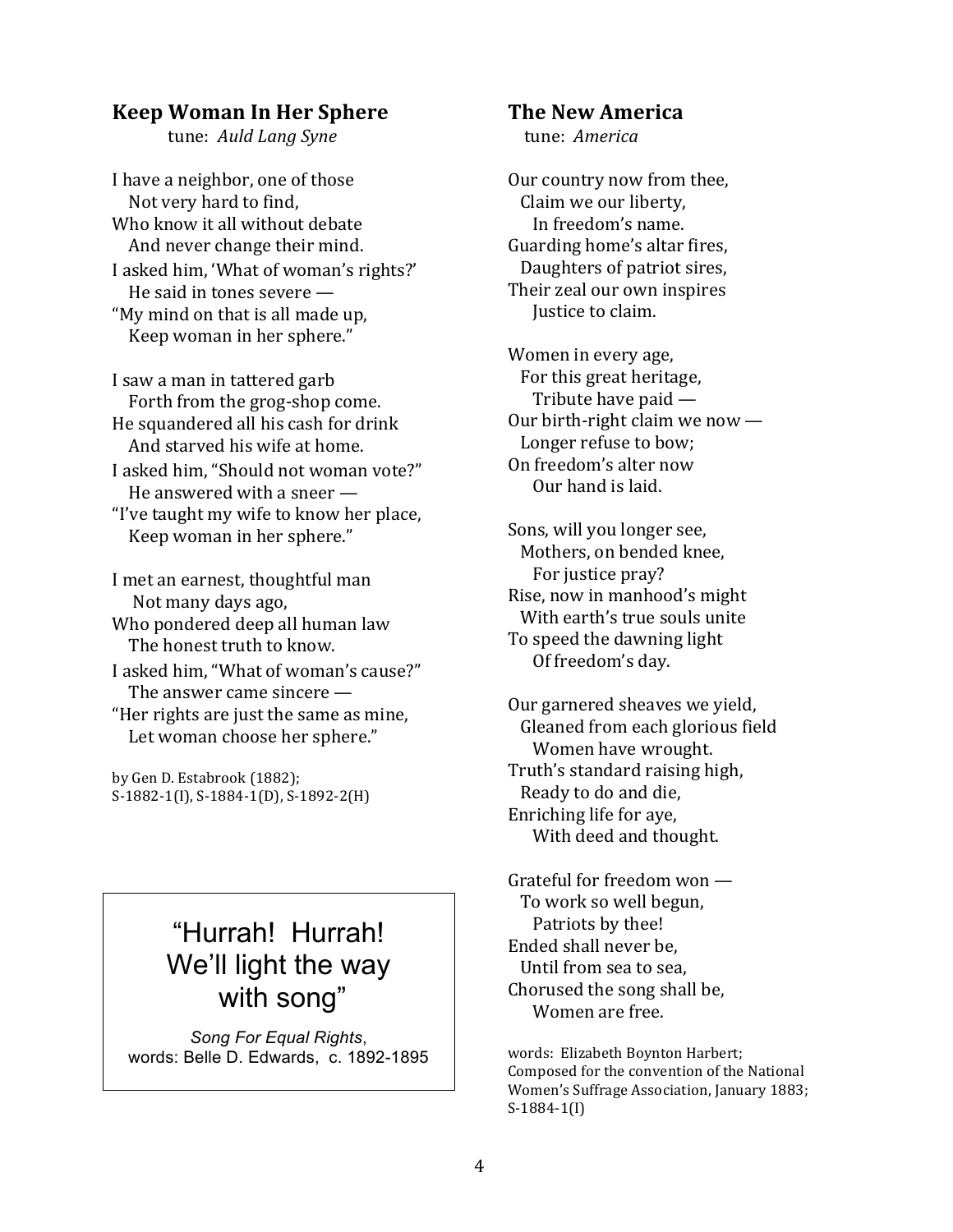## Keep Woman In Her Sphere

tune: *Auld Lang Syne*

I have a neighbor, one of those
Not very hard to find,
Who know it all without debate
And never change their mind.
I asked him, 'What of woman's rights?'
He said in tones severe —
"My mind on that is all made up,
Keep woman in her sphere."

I saw a man in tattered garb
Forth from the grog-shop come.
He squandered all his cash for drink
And starved his wife at home.
I asked him, "Should not woman vote?"
He answered with a sneer —
"I've taught my wife to know her place,
Keep woman in her sphere."

I met an earnest, thoughtful man
Not many days ago,
Who pondered deep all human law
The honest truth to know.
I asked him, "What of woman's cause?"
The answer came sincere —
"Her rights are just the same as mine,
Let woman choose her sphere."

by Gen D. Estabrook (1882);
S-1882-1(I), S-1884-1(D), S-1892-2(H)

> "Hurrah! Hurrah!
> We'll light the way
> with song"
>
> *Song For Equal Rights*,
> words: Belle D. Edwards, c. 1892-1895

## The New America

tune: *America*

Our country now from thee,
Claim we our liberty,
In freedom's name.
Guarding home's altar fires,
Daughters of patriot sires,
Their zeal our own inspires
Justice to claim.

Women in every age,
For this great heritage,
Tribute have paid —
Our birth-right claim we now —
Longer refuse to bow;
On freedom's alter now
Our hand is laid.

Sons, will you longer see,
Mothers, on bended knee,
For justice pray?
Rise, now in manhood's might
With earth's true souls unite
To speed the dawning light
Of freedom's day.

Our garnered sheaves we yield,
Gleaned from each glorious field
Women have wrought.
Truth's standard raising high,
Ready to do and die,
Enriching life for aye,
With deed and thought.

Grateful for freedom won —
To work so well begun,
Patriots by thee!
Ended shall never be,
Until from sea to sea,
Chorused the song shall be,
Women are free.

words: Elizabeth Boynton Harbert;
Composed for the convention of the National Women's Suffrage Association, January 1883;
S-1884-1(I)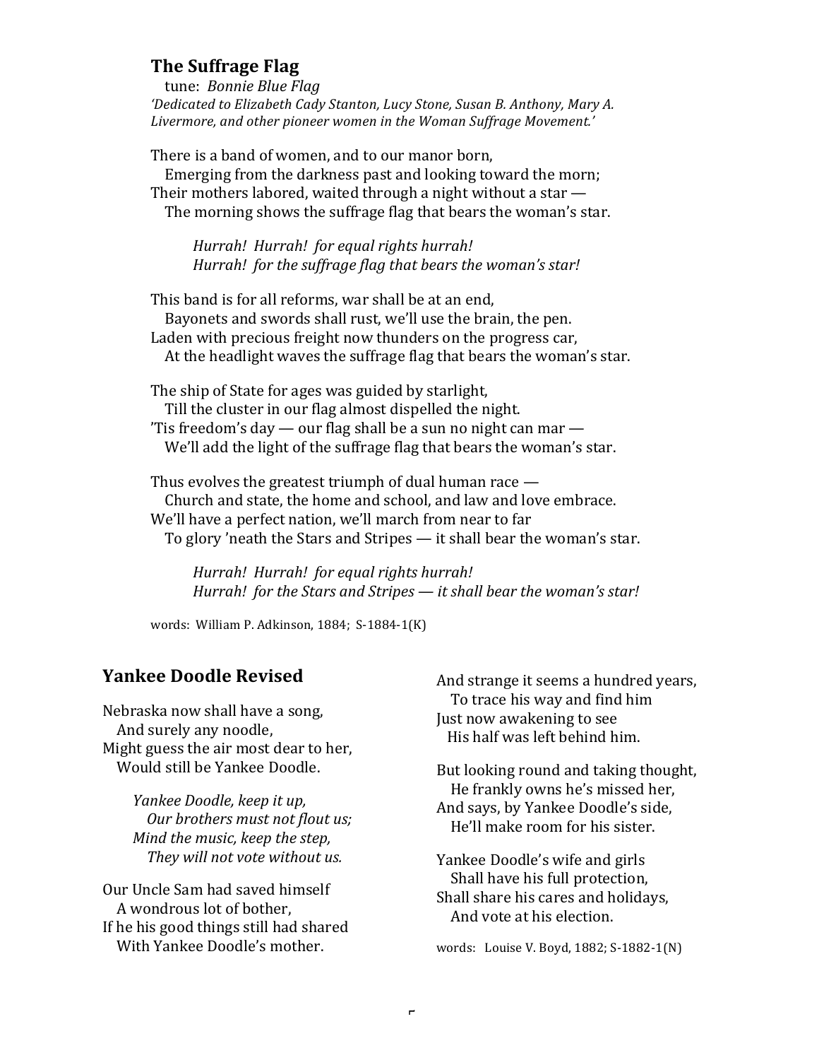## The Suffrage Flag

tune: *Bonnie Blue Flag*

*'Dedicated to Elizabeth Cady Stanton, Lucy Stone, Susan B. Anthony, Mary A. Livermore, and other pioneer women in the Woman Suffrage Movement.'*

There is a band of women, and to our manor born,
Emerging from the darkness past and looking toward the morn;
Their mothers labored, waited through a night without a star —
The morning shows the suffrage flag that bears the woman's star.

*Hurrah! Hurrah! for equal rights hurrah!*
*Hurrah! for the suffrage flag that bears the woman's star!*

This band is for all reforms, war shall be at an end,
Bayonets and swords shall rust, we'll use the brain, the pen.
Laden with precious freight now thunders on the progress car,
At the headlight waves the suffrage flag that bears the woman's star.

The ship of State for ages was guided by starlight,
Till the cluster in our flag almost dispelled the night.
'Tis freedom's day — our flag shall be a sun no night can mar —
We'll add the light of the suffrage flag that bears the woman's star.

Thus evolves the greatest triumph of dual human race —
Church and state, the home and school, and law and love embrace.
We'll have a perfect nation, we'll march from near to far
To glory 'neath the Stars and Stripes — it shall bear the woman's star.

*Hurrah! Hurrah! for equal rights hurrah!*
*Hurrah! for the Stars and Stripes — it shall bear the woman's star!*

words: William P. Adkinson, 1884; S-1884-1(K)

## Yankee Doodle Revised

Nebraska now shall have a song,
And surely any noodle,
Might guess the air most dear to her,
Would still be Yankee Doodle.

*Yankee Doodle, keep it up,*
*Our brothers must not flout us;*
*Mind the music, keep the step,*
*They will not vote without us.*

Our Uncle Sam had saved himself
A wondrous lot of bother,
If he his good things still had shared
With Yankee Doodle's mother.

And strange it seems a hundred years,
To trace his way and find him
Just now awakening to see
His half was left behind him.

But looking round and taking thought,
He frankly owns he's missed her,
And says, by Yankee Doodle's side,
He'll make room for his sister.

Yankee Doodle's wife and girls
Shall have his full protection,
Shall share his cares and holidays,
And vote at his election.

words: Louise V. Boyd, 1882; S-1882-1(N)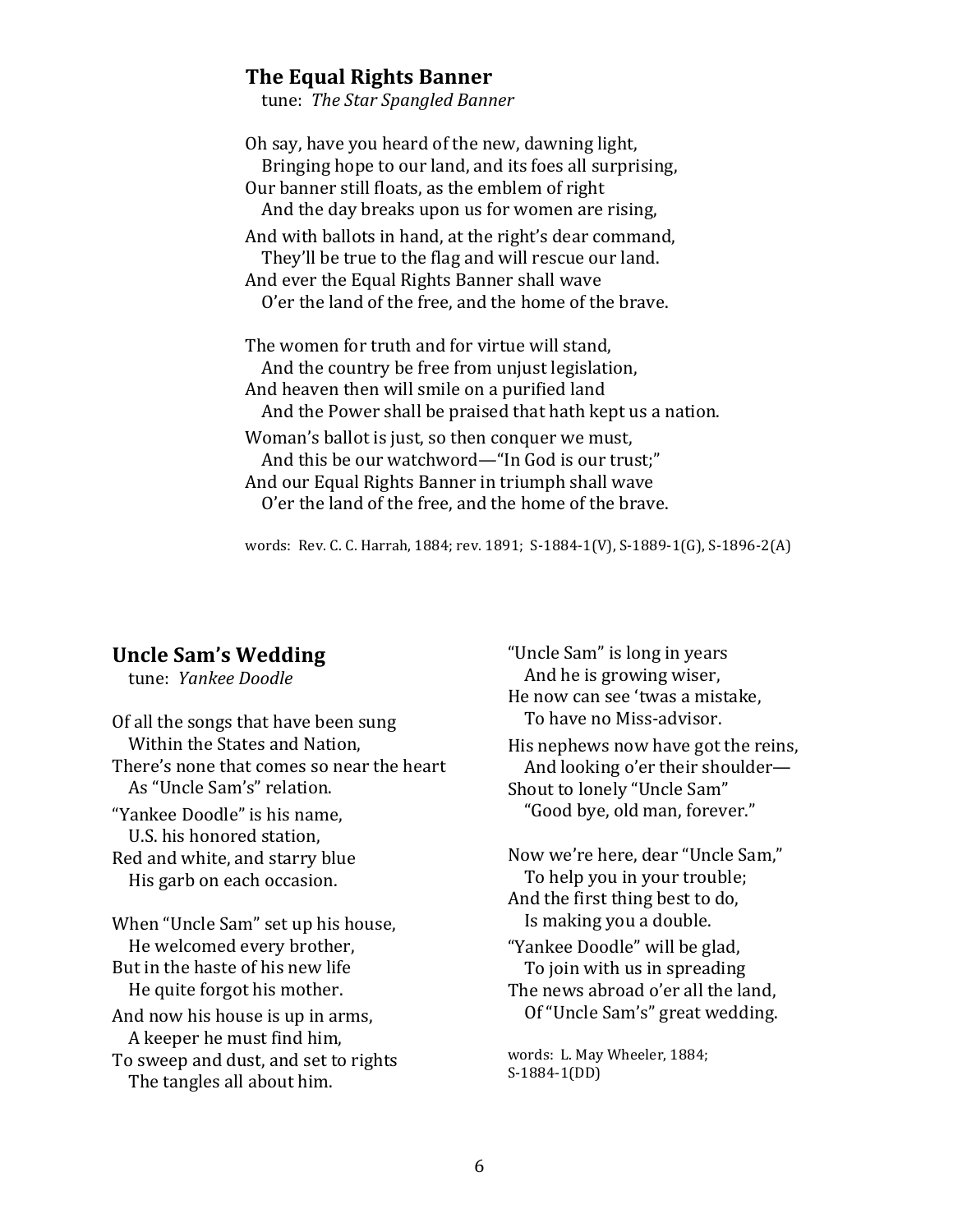### The Equal Rights Banner

tune: *The Star Spangled Banner*

Oh say, have you heard of the new, dawning light,
   Bringing hope to our land, and its foes all surprising,
Our banner still floats, as the emblem of right
   And the day breaks upon us for women are rising,
And with ballots in hand, at the right's dear command,
   They'll be true to the flag and will rescue our land.
And ever the Equal Rights Banner shall wave
   O'er the land of the free, and the home of the brave.

The women for truth and for virtue will stand,
   And the country be free from unjust legislation,
And heaven then will smile on a purified land
   And the Power shall be praised that hath kept us a nation.
Woman's ballot is just, so then conquer we must,
   And this be our watchword—"In God is our trust;"
And our Equal Rights Banner in triumph shall wave
   O'er the land of the free, and the home of the brave.

words: Rev. C. C. Harrah, 1884; rev. 1891; S-1884-1(V), S-1889-1(G), S-1896-2(A)

### Uncle Sam's Wedding

tune: *Yankee Doodle*

Of all the songs that have been sung
   Within the States and Nation,
There's none that comes so near the heart
   As "Uncle Sam's" relation.
"Yankee Doodle" is his name,
   U.S. his honored station,
Red and white, and starry blue
   His garb on each occasion.

When "Uncle Sam" set up his house,
   He welcomed every brother,
But in the haste of his new life
   He quite forgot his mother.
And now his house is up in arms,
   A keeper he must find him,
To sweep and dust, and set to rights
   The tangles all about him.

"Uncle Sam" is long in years
   And he is growing wiser,
He now can see 'twas a mistake,
   To have no Miss-advisor.
His nephews now have got the reins,
   And looking o'er their shoulder—
Shout to lonely "Uncle Sam"
   "Good bye, old man, forever."

Now we're here, dear "Uncle Sam,"
   To help you in your trouble;
And the first thing best to do,
   Is making you a double.
"Yankee Doodle" will be glad,
   To join with us in spreading
The news abroad o'er all the land,
   Of "Uncle Sam's" great wedding.

words: L. May Wheeler, 1884;
S-1884-1(DD)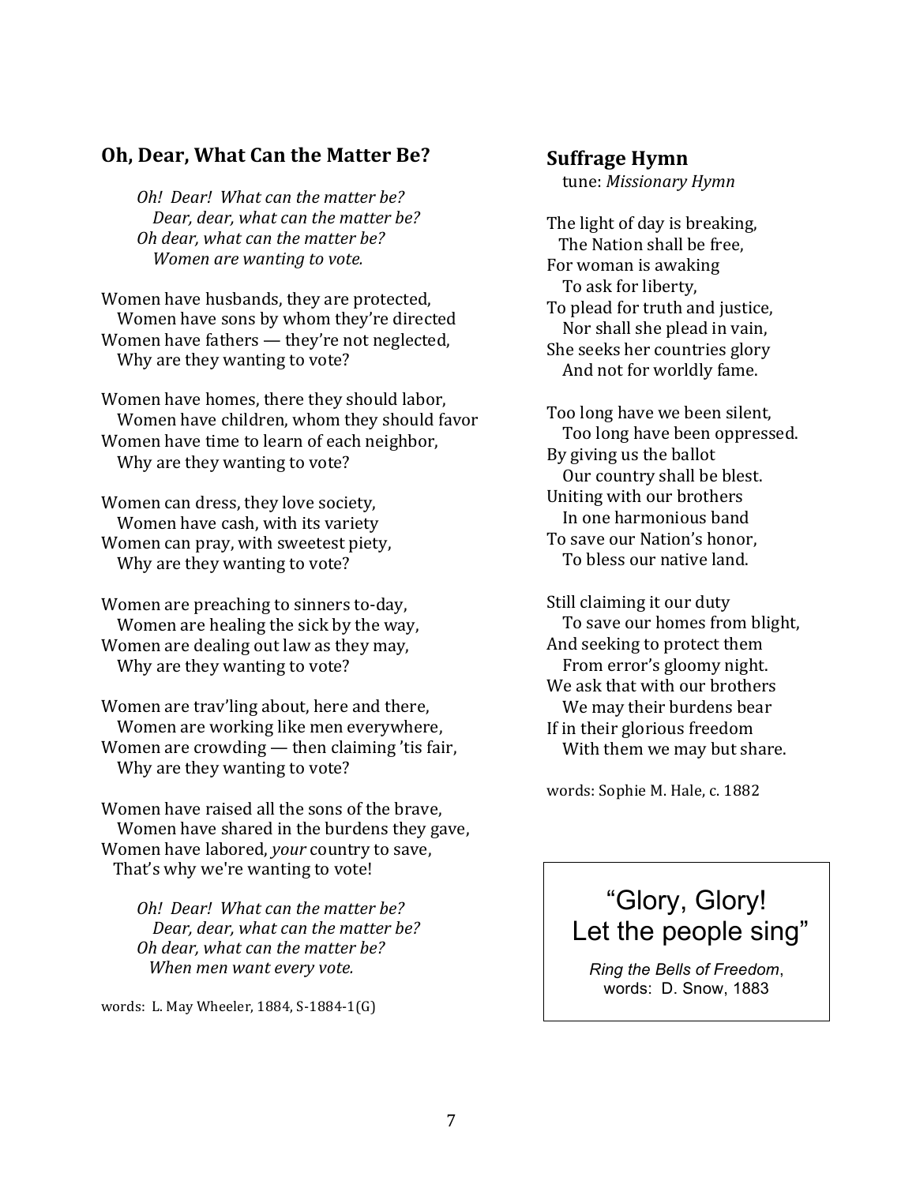## Oh, Dear, What Can the Matter Be?

*Oh! Dear! What can the matter be?*
*Dear, dear, what can the matter be?*
*Oh dear, what can the matter be?*
*Women are wanting to vote.*

Women have husbands, they are protected,
Women have sons by whom they're directed
Women have fathers — they're not neglected,
Why are they wanting to vote?

Women have homes, there they should labor,
Women have children, whom they should favor
Women have time to learn of each neighbor,
Why are they wanting to vote?

Women can dress, they love society,
Women have cash, with its variety
Women can pray, with sweetest piety,
Why are they wanting to vote?

Women are preaching to sinners to-day,
Women are healing the sick by the way,
Women are dealing out law as they may,
Why are they wanting to vote?

Women are trav'ling about, here and there,
Women are working like men everywhere,
Women are crowding — then claiming 'tis fair,
Why are they wanting to vote?

Women have raised all the sons of the brave,
Women have shared in the burdens they gave,
Women have labored, *your* country to save,
That's why we're wanting to vote!

*Oh! Dear! What can the matter be?*
*Dear, dear, what can the matter be?*
*Oh dear, what can the matter be?*
*When men want every vote.*

words: L. May Wheeler, 1884, S-1884-1(G)

## Suffrage Hymn

tune: *Missionary Hymn*

The light of day is breaking,
The Nation shall be free,
For woman is awaking
To ask for liberty,
To plead for truth and justice,
Nor shall she plead in vain,
She seeks her countries glory
And not for worldly fame.

Too long have we been silent,
Too long have been oppressed.
By giving us the ballot
Our country shall be blest.
Uniting with our brothers
In one harmonious band
To save our Nation's honor,
To bless our native land.

Still claiming it our duty
To save our homes from blight,
And seeking to protect them
From error's gloomy night.
We ask that with our brothers
We may their burdens bear
If in their glorious freedom
With them we may but share.

words: Sophie M. Hale, c. 1882

"Glory, Glory!
Let the people sing"

*Ring the Bells of Freedom*,
words: D. Snow, 1883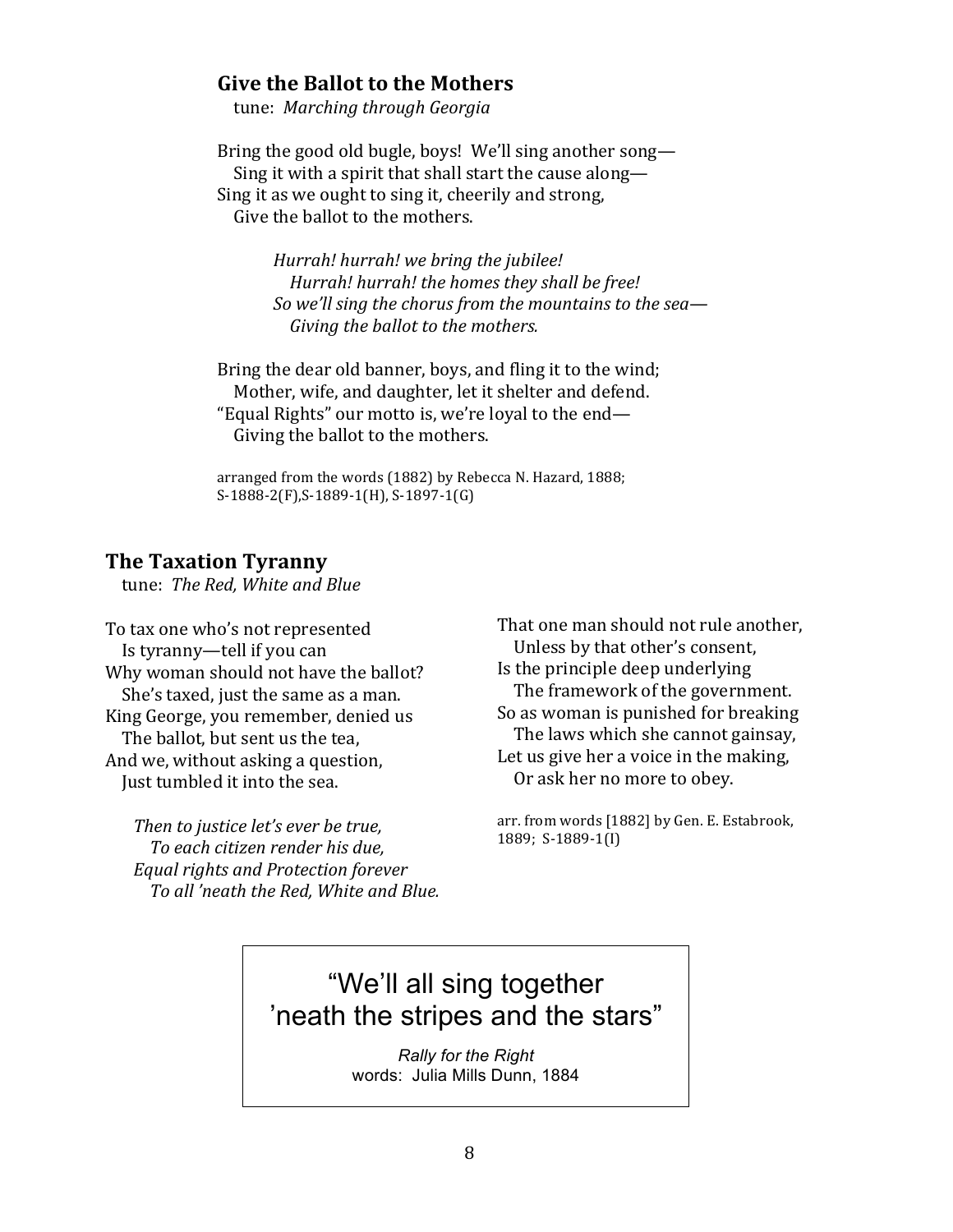### Give the Ballot to the Mothers

tune: *Marching through Georgia*

Bring the good old bugle, boys! We'll sing another song—
Sing it with a spirit that shall start the cause along—
Sing it as we ought to sing it, cheerily and strong,
Give the ballot to the mothers.

*Hurrah! hurrah! we bring the jubilee!*
*Hurrah! hurrah! the homes they shall be free!*
*So we'll sing the chorus from the mountains to the sea—*
*Giving the ballot to the mothers.*

Bring the dear old banner, boys, and fling it to the wind;
Mother, wife, and daughter, let it shelter and defend.
"Equal Rights" our motto is, we're loyal to the end—
Giving the ballot to the mothers.

arranged from the words (1882) by Rebecca N. Hazard, 1888;
S-1888-2(F),S-1889-1(H), S-1897-1(G)

### The Taxation Tyranny

tune: *The Red, White and Blue*

To tax one who's not represented
Is tyranny—tell if you can
Why woman should not have the ballot?
She's taxed, just the same as a man.
King George, you remember, denied us
The ballot, but sent us the tea,
And we, without asking a question,
Just tumbled it into the sea.

*Then to justice let's ever be true,*
*To each citizen render his due,*
*Equal rights and Protection forever*
*To all 'neath the Red, White and Blue.*

That one man should not rule another,
Unless by that other's consent,
Is the principle deep underlying
The framework of the government.
So as woman is punished for breaking
The laws which she cannot gainsay,
Let us give her a voice in the making,
Or ask her no more to obey.

arr. from words [1882] by Gen. E. Estabrook, 1889; S-1889-1(I)

"We'll all sing together
'neath the stripes and the stars"

*Rally for the Right*
words: Julia Mills Dunn, 1884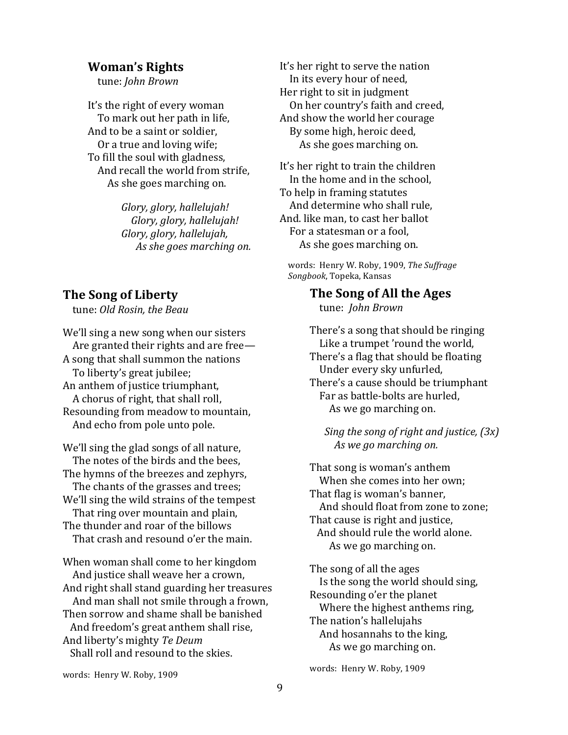## Woman's Rights

tune: *John Brown*

It's the right of every woman
To mark out her path in life,
And to be a saint or soldier,
Or a true and loving wife;
To fill the soul with gladness,
And recall the world from strife,
As she goes marching on.

*Glory, glory, hallelujah!*
*Glory, glory, hallelujah!*
*Glory, glory, hallelujah,*
*As she goes marching on.*

It's her right to serve the nation
In its every hour of need,
Her right to sit in judgment
On her country's faith and creed,
And show the world her courage
By some high, heroic deed,
As she goes marching on.

It's her right to train the children
In the home and in the school,
To help in framing statutes
And determine who shall rule,
And. like man, to cast her ballot
For a statesman or a fool,
As she goes marching on.

words: Henry W. Roby, 1909, *The Suffrage Songbook*, Topeka, Kansas

## The Song of Liberty

tune: *Old Rosin, the Beau*

We'll sing a new song when our sisters
Are granted their rights and are free—
A song that shall summon the nations
To liberty's great jubilee;
An anthem of justice triumphant,
A chorus of right, that shall roll,
Resounding from meadow to mountain,
And echo from pole unto pole.

We'll sing the glad songs of all nature,
The notes of the birds and the bees,
The hymns of the breezes and zephyrs,
The chants of the grasses and trees;
We'll sing the wild strains of the tempest
That ring over mountain and plain,
The thunder and roar of the billows
That crash and resound o'er the main.

When woman shall come to her kingdom
And justice shall weave her a crown,
And right shall stand guarding her treasures
And man shall not smile through a frown,
Then sorrow and shame shall be banished
And freedom's great anthem shall rise,
And liberty's mighty *Te Deum*
Shall roll and resound to the skies.

words: Henry W. Roby, 1909

## The Song of All the Ages

tune: *John Brown*

There's a song that should be ringing
Like a trumpet 'round the world,
There's a flag that should be floating
Under every sky unfurled,
There's a cause should be triumphant
Far as battle-bolts are hurled,
As we go marching on.

*Sing the song of right and justice, (3x)*
*As we go marching on.*

That song is woman's anthem
When she comes into her own;
That flag is woman's banner,
And should float from zone to zone;
That cause is right and justice,
And should rule the world alone.
As we go marching on.

The song of all the ages
Is the song the world should sing,
Resounding o'er the planet
Where the highest anthems ring,
The nation's hallelujahs
And hosannahs to the king,
As we go marching on.

words: Henry W. Roby, 1909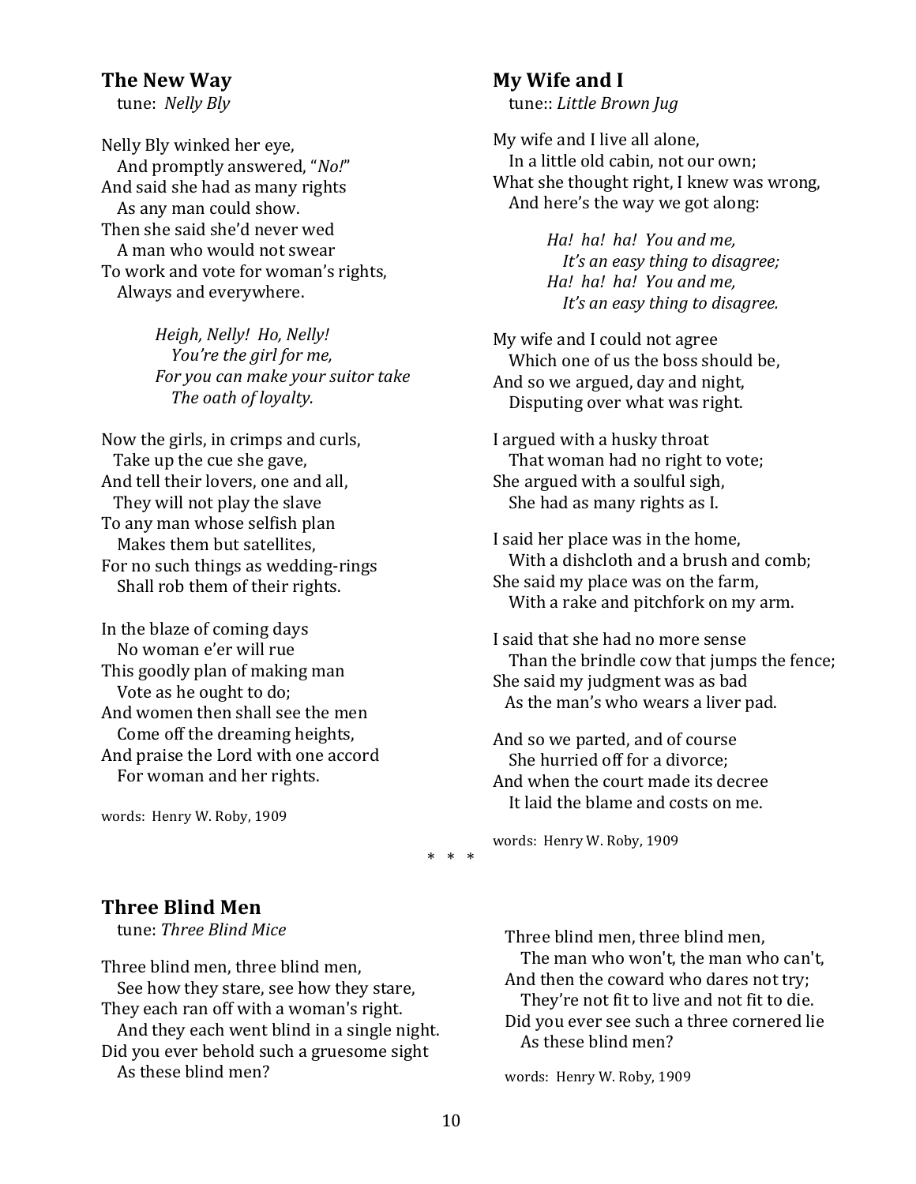## The New Way

tune: *Nelly Bly*

Nelly Bly winked her eye,
And promptly answered, "*No!*"
And said she had as many rights
As any man could show.
Then she said she'd never wed
A man who would not swear
To work and vote for woman's rights,
Always and everywhere.

*Heigh, Nelly! Ho, Nelly!*
*You're the girl for me,*
*For you can make your suitor take*
*The oath of loyalty.*

Now the girls, in crimps and curls,
Take up the cue she gave,
And tell their lovers, one and all,
They will not play the slave
To any man whose selfish plan
Makes them but satellites,
For no such things as wedding-rings
Shall rob them of their rights.

In the blaze of coming days
No woman e'er will rue
This goodly plan of making man
Vote as he ought to do;
And women then shall see the men
Come off the dreaming heights,
And praise the Lord with one accord
For woman and her rights.

words: Henry W. Roby, 1909

## My Wife and I

tune:: *Little Brown Jug*

My wife and I live all alone,
In a little old cabin, not our own;
What she thought right, I knew was wrong,
And here's the way we got along:

*Ha! ha! ha! You and me,*
*It's an easy thing to disagree;*
*Ha! ha! ha! You and me,*
*It's an easy thing to disagree.*

My wife and I could not agree
Which one of us the boss should be,
And so we argued, day and night,
Disputing over what was right.

I argued with a husky throat
That woman had no right to vote;
She argued with a soulful sigh,
She had as many rights as I.

I said her place was in the home,
With a dishcloth and a brush and comb;
She said my place was on the farm,
With a rake and pitchfork on my arm.

I said that she had no more sense
Than the brindle cow that jumps the fence;
She said my judgment was as bad
As the man's who wears a liver pad.

And so we parted, and of course
She hurried off for a divorce;
And when the court made its decree
It laid the blame and costs on me.

words: Henry W. Roby, 1909

\* \* \*

## Three Blind Men

tune: *Three Blind Mice*

Three blind men, three blind men,
See how they stare, see how they stare,
They each ran off with a woman's right.
And they each went blind in a single night.
Did you ever behold such a gruesome sight
As these blind men?

Three blind men, three blind men,
The man who won't, the man who can't,
And then the coward who dares not try;
They're not fit to live and not fit to die.
Did you ever see such a three cornered lie
As these blind men?

words: Henry W. Roby, 1909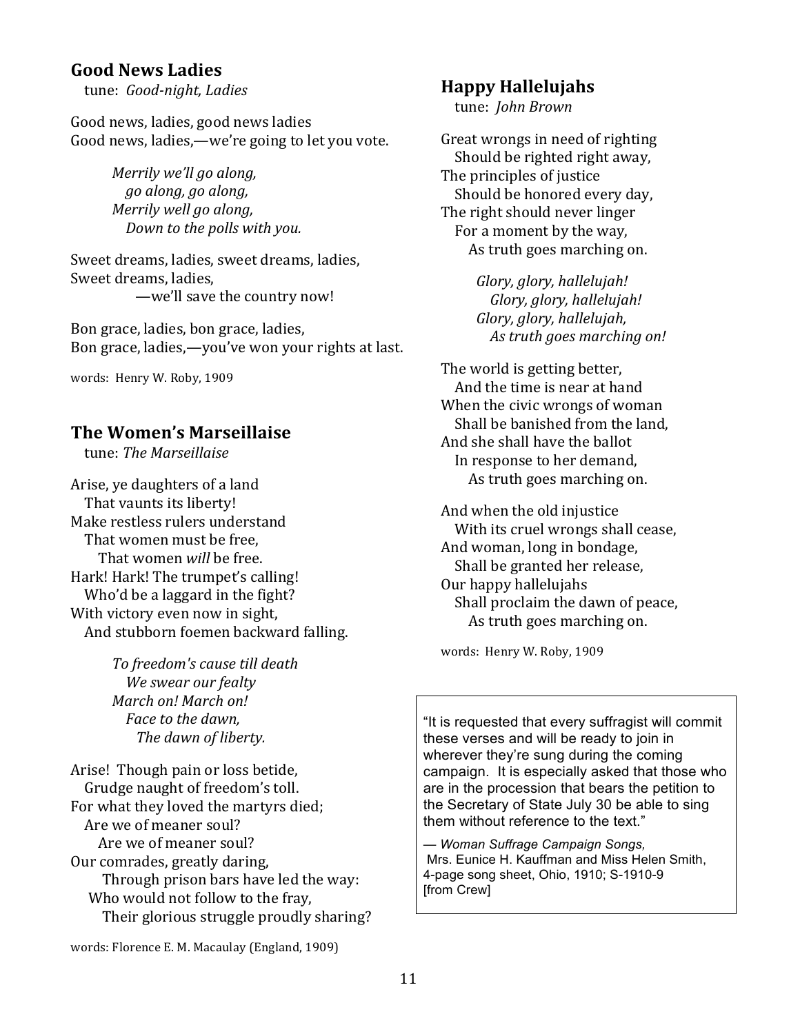## Good News Ladies

tune: *Good-night, Ladies*

Good news, ladies, good news ladies
Good news, ladies,—we're going to let you vote.

*Merrily we'll go along,*
*go along, go along,*
*Merrily well go along,*
*Down to the polls with you.*

Sweet dreams, ladies, sweet dreams, ladies,
Sweet dreams, ladies,
—we'll save the country now!

Bon grace, ladies, bon grace, ladies,
Bon grace, ladies,—you've won your rights at last.

words: Henry W. Roby, 1909

## The Women's Marseillaise

tune: *The Marseillaise*

Arise, ye daughters of a land
That vaunts its liberty!
Make restless rulers understand
That women must be free,
That women *will* be free.
Hark! Hark! The trumpet's calling!
Who'd be a laggard in the fight?
With victory even now in sight,
And stubborn foemen backward falling.

*To freedom's cause till death*
*We swear our fealty*
*March on! March on!*
*Face to the dawn,*
*The dawn of liberty.*

Arise! Though pain or loss betide,
Grudge naught of freedom's toll.
For what they loved the martyrs died;
Are we of meaner soul?
Are we of meaner soul?
Our comrades, greatly daring,
Through prison bars have led the way:
Who would not follow to the fray,
Their glorious struggle proudly sharing?

words: Florence E. M. Macaulay (England, 1909)

## Happy Hallelujahs

tune: *John Brown*

Great wrongs in need of righting
Should be righted right away,
The principles of justice
Should be honored every day,
The right should never linger
For a moment by the way,
As truth goes marching on.

*Glory, glory, hallelujah!*
*Glory, glory, hallelujah!*
*Glory, glory, hallelujah,*
*As truth goes marching on!*

The world is getting better,
And the time is near at hand
When the civic wrongs of woman
Shall be banished from the land,
And she shall have the ballot
In response to her demand,
As truth goes marching on.

And when the old injustice
With its cruel wrongs shall cease,
And woman, long in bondage,
Shall be granted her release,
Our happy hallelujahs
Shall proclaim the dawn of peace,
As truth goes marching on.

words: Henry W. Roby, 1909

> "It is requested that every suffragist will commit these verses and will be ready to join in wherever they're sung during the coming campaign. It is especially asked that those who are in the procession that bears the petition to the Secretary of State July 30 be able to sing them without reference to the text."
>
> — *Woman Suffrage Campaign Songs*, Mrs. Eunice H. Kauffman and Miss Helen Smith, 4-page song sheet, Ohio, 1910; S-1910-9 [from Crew]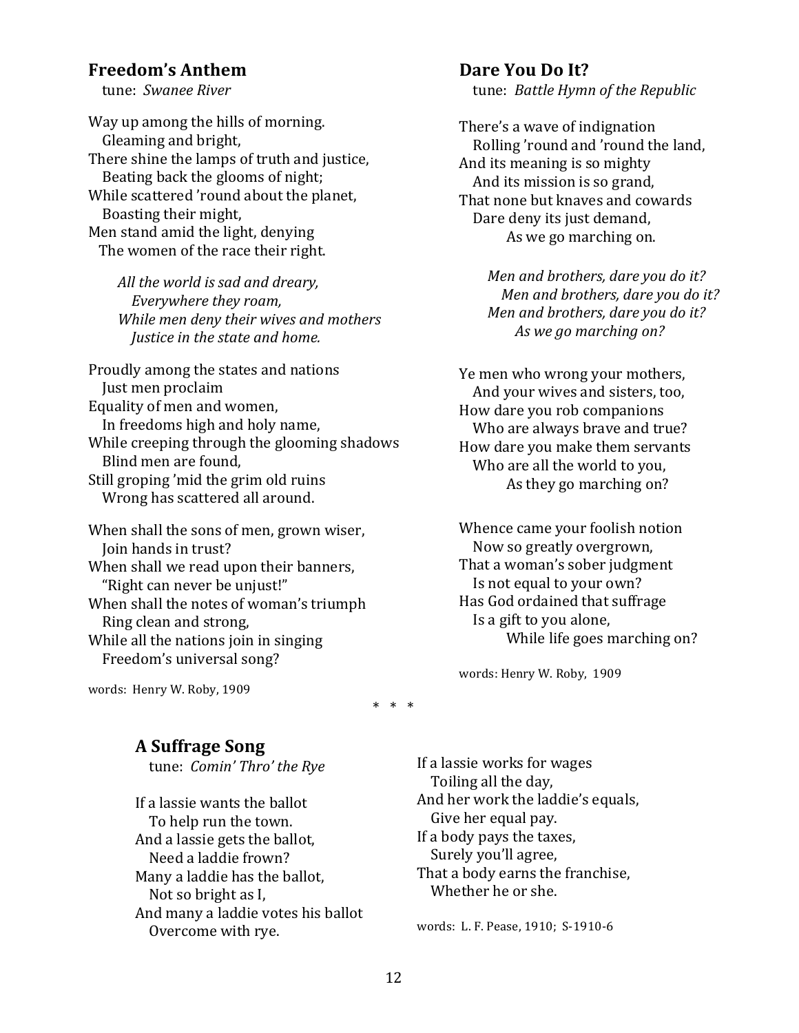### Freedom's Anthem

tune: *Swanee River*

Way up among the hills of morning.
Gleaming and bright,
There shine the lamps of truth and justice,
Beating back the glooms of night;
While scattered 'round about the planet,
Boasting their might,
Men stand amid the light, denying
The women of the race their right.

*All the world is sad and dreary,*
*Everywhere they roam,*
*While men deny their wives and mothers*
*Justice in the state and home.*

Proudly among the states and nations
Just men proclaim
Equality of men and women,
In freedoms high and holy name,
While creeping through the glooming shadows
Blind men are found,
Still groping 'mid the grim old ruins
Wrong has scattered all around.

When shall the sons of men, grown wiser,
Join hands in trust?
When shall we read upon their banners,
"Right can never be unjust!"
When shall the notes of woman's triumph
Ring clean and strong,
While all the nations join in singing
Freedom's universal song?

words: Henry W. Roby, 1909

### Dare You Do It?

tune: *Battle Hymn of the Republic*

There's a wave of indignation
Rolling 'round and 'round the land,
And its meaning is so mighty
And its mission is so grand,
That none but knaves and cowards
Dare deny its just demand,
As we go marching on.

*Men and brothers, dare you do it?*
*Men and brothers, dare you do it?*
*Men and brothers, dare you do it?*
*As we go marching on?*

Ye men who wrong your mothers,
And your wives and sisters, too,
How dare you rob companions
Who are always brave and true?
How dare you make them servants
Who are all the world to you,
As they go marching on?

Whence came your foolish notion
Now so greatly overgrown,
That a woman's sober judgment
Is not equal to your own?
Has God ordained that suffrage
Is a gift to you alone,
While life goes marching on?

words: Henry W. Roby, 1909

\* \* \*

### A Suffrage Song

tune: *Comin' Thro' the Rye*

If a lassie wants the ballot
To help run the town.
And a lassie gets the ballot,
Need a laddie frown?
Many a laddie has the ballot,
Not so bright as I,
And many a laddie votes his ballot
Overcome with rye.

If a lassie works for wages
Toiling all the day,
And her work the laddie's equals,
Give her equal pay.
If a body pays the taxes,
Surely you'll agree,
That a body earns the franchise,
Whether he or she.

words: L. F. Pease, 1910; S-1910-6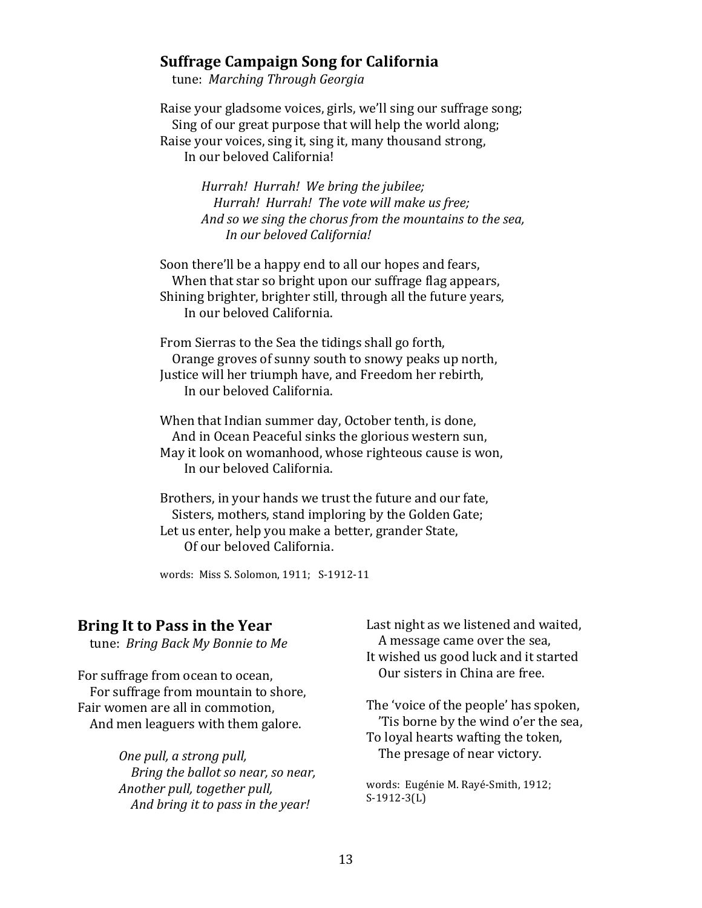## Suffrage Campaign Song for California

tune: *Marching Through Georgia*

Raise your gladsome voices, girls, we'll sing our suffrage song;
Sing of our great purpose that will help the world along;
Raise your voices, sing it, sing it, many thousand strong,
In our beloved California!

*Hurrah! Hurrah! We bring the jubilee;*
*Hurrah! Hurrah! The vote will make us free;*
*And so we sing the chorus from the mountains to the sea,*
*In our beloved California!*

Soon there'll be a happy end to all our hopes and fears,
When that star so bright upon our suffrage flag appears,
Shining brighter, brighter still, through all the future years,
In our beloved California.

From Sierras to the Sea the tidings shall go forth,
Orange groves of sunny south to snowy peaks up north,
Justice will her triumph have, and Freedom her rebirth,
In our beloved California.

When that Indian summer day, October tenth, is done,
And in Ocean Peaceful sinks the glorious western sun,
May it look on womanhood, whose righteous cause is won,
In our beloved California.

Brothers, in your hands we trust the future and our fate,
Sisters, mothers, stand imploring by the Golden Gate;
Let us enter, help you make a better, grander State,
Of our beloved California.

words: Miss S. Solomon, 1911; S-1912-11

## Bring It to Pass in the Year

tune: *Bring Back My Bonnie to Me*

For suffrage from ocean to ocean,
For suffrage from mountain to shore,
Fair women are all in commotion,
And men leaguers with them galore.

*One pull, a strong pull,*
*Bring the ballot so near, so near,*
*Another pull, together pull,*
*And bring it to pass in the year!*

Last night as we listened and waited,
A message came over the sea,
It wished us good luck and it started
Our sisters in China are free.

The 'voice of the people' has spoken,
'Tis borne by the wind o'er the sea,
To loyal hearts wafting the token,
The presage of near victory.

words: Eugénie M. Rayé-Smith, 1912; S-1912-3(L)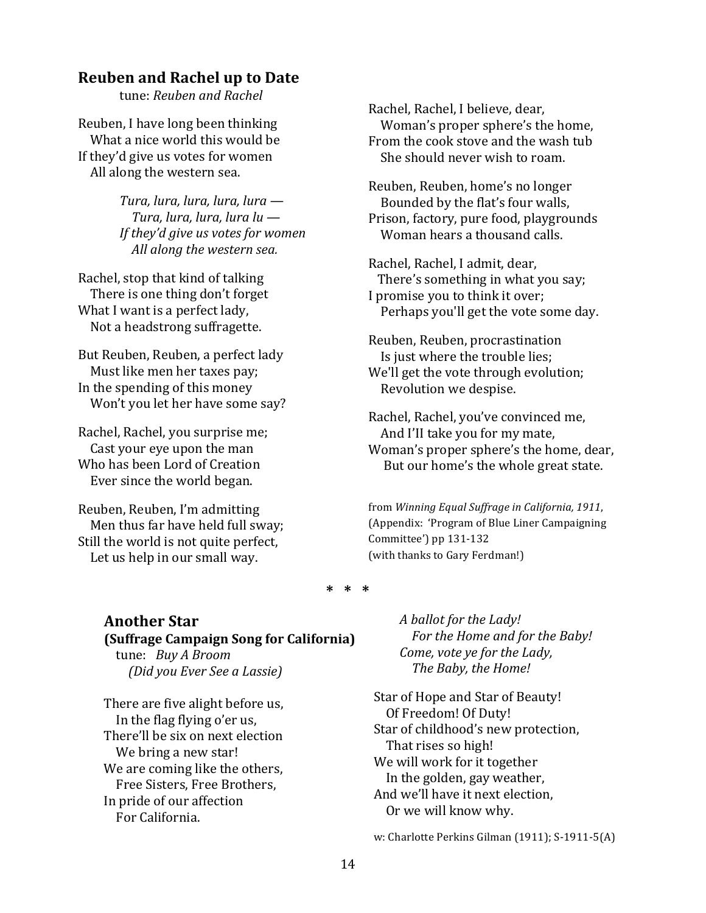## Reuben and Rachel up to Date

tune: *Reuben and Rachel*

Reuben, I have long been thinking
What a nice world this would be
If they'd give us votes for women
All along the western sea.

*Tura, lura, lura, lura, lura —*
*Tura, lura, lura, lura lu —*
*If they'd give us votes for women*
*All along the western sea.*

Rachel, stop that kind of talking
There is one thing don't forget
What I want is a perfect lady,
Not a headstrong suffragette.

But Reuben, Reuben, a perfect lady
Must like men her taxes pay;
In the spending of this money
Won't you let her have some say?

Rachel, Rachel, you surprise me;
Cast your eye upon the man
Who has been Lord of Creation
Ever since the world began.

Reuben, Reuben, I'm admitting
Men thus far have held full sway;
Still the world is not quite perfect,
Let us help in our small way.

Rachel, Rachel, I believe, dear,
Woman's proper sphere's the home,
From the cook stove and the wash tub
She should never wish to roam.

Reuben, Reuben, home's no longer
Bounded by the flat's four walls,
Prison, factory, pure food, playgrounds
Woman hears a thousand calls.

Rachel, Rachel, I admit, dear,
There's something in what you say;
I promise you to think it over;
Perhaps you'll get the vote some day.

Reuben, Reuben, procrastination
Is just where the trouble lies;
We'll get the vote through evolution;
Revolution we despise.

Rachel, Rachel, you've convinced me,
And I'Il take you for my mate,
Woman's proper sphere's the home, dear,
But our home's the whole great state.

from *Winning Equal Suffrage in California, 1911*, (Appendix: 'Program of Blue Liner Campaigning Committee') pp 131-132
(with thanks to Gary Ferdman!)

\* \* \*

## Another Star
**(Suffrage Campaign Song for California)**

tune: *Buy A Broom*
*(Did you Ever See a Lassie)*

There are five alight before us,
In the flag flying o'er us,
There'll be six on next election
We bring a new star!
We are coming like the others,
Free Sisters, Free Brothers,
In pride of our affection
For California.

*A ballot for the Lady!*
*For the Home and for the Baby!*
*Come, vote ye for the Lady,*
*The Baby, the Home!*

Star of Hope and Star of Beauty!
Of Freedom! Of Duty!
Star of childhood's new protection,
That rises so high!
We will work for it together
In the golden, gay weather,
And we'll have it next election,
Or we will know why.

w: Charlotte Perkins Gilman (1911); S-1911-5(A)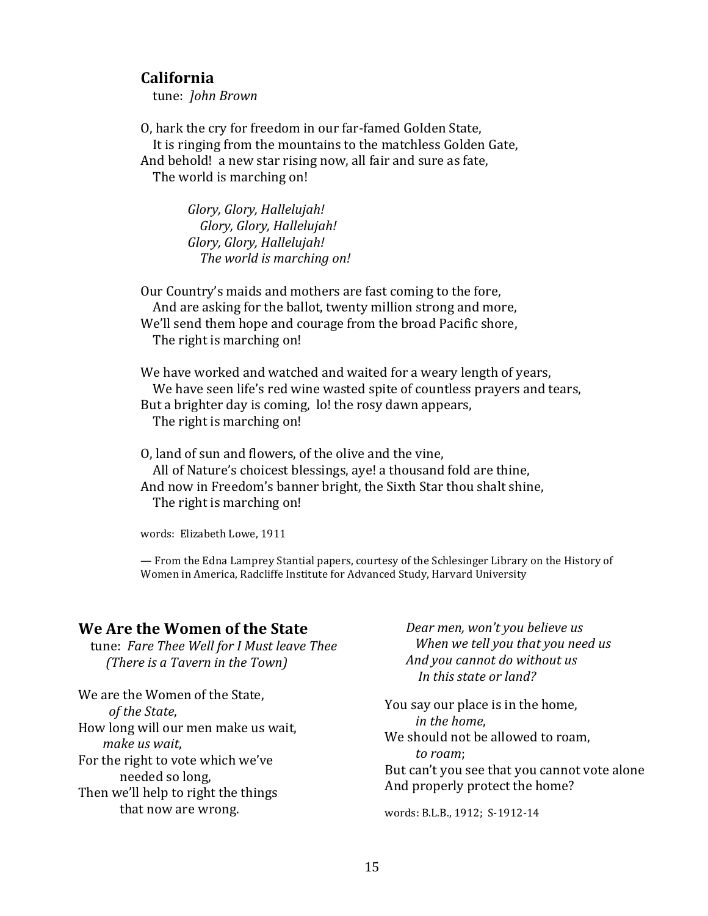## California

tune: *John Brown*

O, hark the cry for freedom in our far-famed Golden State,
It is ringing from the mountains to the matchless Golden Gate,
And behold! a new star rising now, all fair and sure as fate,
The world is marching on!

*Glory, Glory, Hallelujah!*
*Glory, Glory, Hallelujah!*
*Glory, Glory, Hallelujah!*
*The world is marching on!*

Our Country's maids and mothers are fast coming to the fore,
And are asking for the ballot, twenty million strong and more,
We'll send them hope and courage from the broad Pacific shore,
The right is marching on!

We have worked and watched and waited for a weary length of years,
We have seen life's red wine wasted spite of countless prayers and tears,
But a brighter day is coming, lo! the rosy dawn appears,
The right is marching on!

O, land of sun and flowers, of the olive and the vine,
All of Nature's choicest blessings, aye! a thousand fold are thine,
And now in Freedom's banner bright, the Sixth Star thou shalt shine,
The right is marching on!

words: Elizabeth Lowe, 1911

— From the Edna Lamprey Stantial papers, courtesy of the Schlesinger Library on the History of Women in America, Radcliffe Institute for Advanced Study, Harvard University

## We Are the Women of the State

tune: *Fare Thee Well for I Must leave Thee (There is a Tavern in the Town)*

We are the Women of the State,
*of the State*,
How long will our men make us wait,
*make us wait*,
For the right to vote which we've needed so long,
Then we'll help to right the things that now are wrong.

*Dear men, won't you believe us*
*When we tell you that you need us*
*And you cannot do without us*
*In this state or land?*

You say our place is in the home,
*in the home*,
We should not be allowed to roam,
*to roam*;
But can't you see that you cannot vote alone
And properly protect the home?

words: B.L.B., 1912; S-1912-14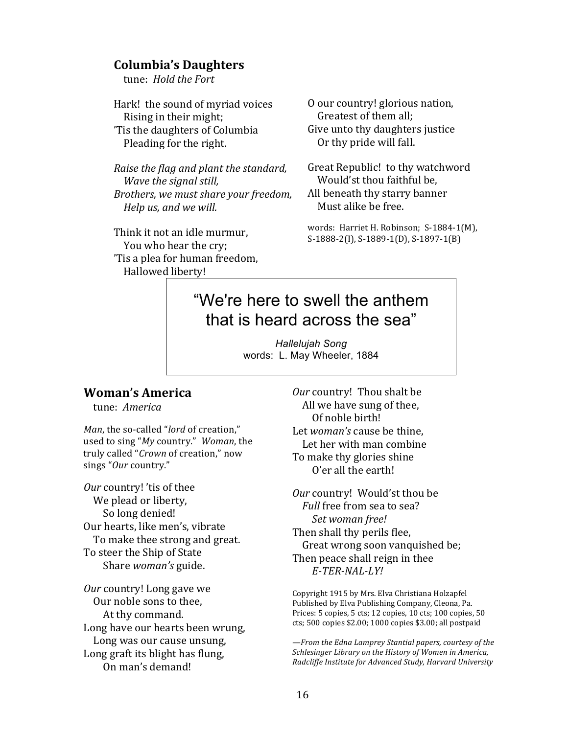## Columbia's Daughters

tune: *Hold the Fort*

Hark! the sound of myriad voices
Rising in their might;
'Tis the daughters of Columbia
Pleading for the right.

*Raise the flag and plant the standard,*
*Wave the signal still,*
*Brothers, we must share your freedom,*
*Help us, and we will.*

Think it not an idle murmur,
You who hear the cry;
'Tis a plea for human freedom,
Hallowed liberty!

O our country! glorious nation,
Greatest of them all;
Give unto thy daughters justice
Or thy pride will fall.

Great Republic! to thy watchword
Would'st thou faithful be,
All beneath thy starry banner
Must alike be free.

words: Harriet H. Robinson; S-1884-1(M), S-1888-2(I), S-1889-1(D), S-1897-1(B)

> "We're here to swell the anthem that is heard across the sea"
>
> *Hallelujah Song*
> words: L. May Wheeler, 1884

## Woman's America

tune: *America*

*Man*, the so-called "*lord* of creation," used to sing "*My* country." *Woman*, the truly called "*Crown* of creation," now sings "*Our* country."

*Our* country! 'tis of thee
We plead or liberty,
So long denied!
Our hearts, like men's, vibrate
To make thee strong and great.
To steer the Ship of State
Share *woman's* guide.

*Our* country! Long gave we
Our noble sons to thee,
At thy command.
Long have our hearts been wrung,
Long was our cause unsung,
Long graft its blight has flung,
On man's demand!

*Our* country! Thou shalt be
All we have sung of thee,
Of noble birth!
Let *woman's* cause be thine,
Let her with man combine
To make thy glories shine
O'er all the earth!

*Our* country! Would'st thou be
*Full* free from sea to sea?
*Set woman free!*
Then shall thy perils flee,
Great wrong soon vanquished be;
Then peace shall reign in thee
*E-TER-NAL-LY!*

Copyright 1915 by Mrs. Elva Christiana Holzapfel
Published by Elva Publishing Company, Cleona, Pa.
Prices: 5 copies, 5 cts; 12 copies, 10 cts; 100 copies, 50 cts; 500 copies $2.00; 1000 copies $3.00; all postpaid

*—From the Edna Lamprey Stantial papers, courtesy of the Schlesinger Library on the History of Women in America, Radcliffe Institute for Advanced Study, Harvard University*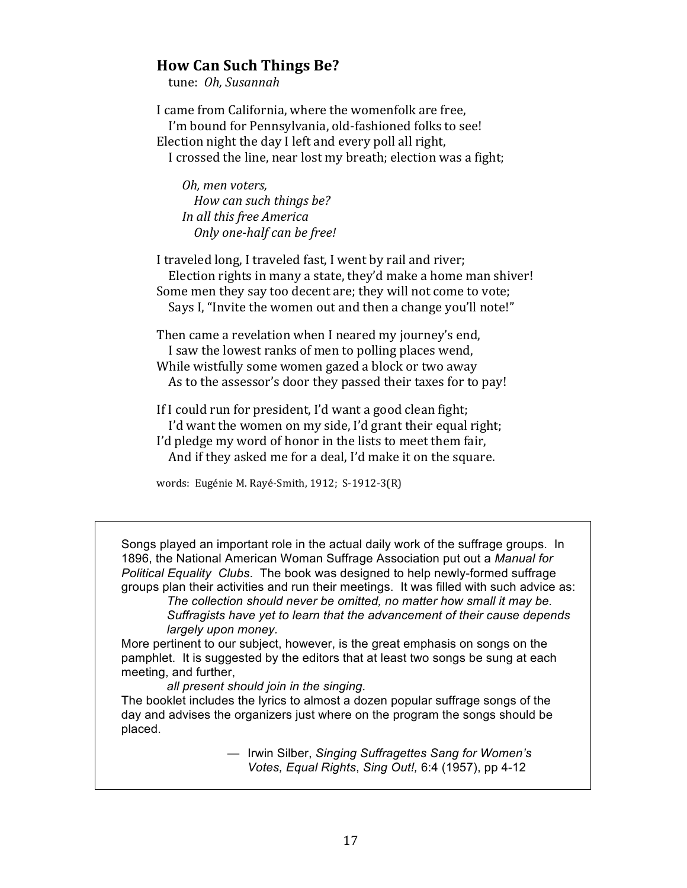## How Can Such Things Be?

tune: *Oh, Susannah*

I came from California, where the womenfolk are free,
I'm bound for Pennsylvania, old-fashioned folks to see!
Election night the day I left and every poll all right,
I crossed the line, near lost my breath; election was a fight;

*Oh, men voters,*
*How can such things be?*
*In all this free America*
*Only one-half can be free!*

I traveled long, I traveled fast, I went by rail and river;
Election rights in many a state, they'd make a home man shiver!
Some men they say too decent are; they will not come to vote;
Says I, "Invite the women out and then a change you'll note!"

Then came a revelation when I neared my journey's end,
I saw the lowest ranks of men to polling places wend,
While wistfully some women gazed a block or two away
As to the assessor's door they passed their taxes for to pay!

If I could run for president, I'd want a good clean fight;
I'd want the women on my side, I'd grant their equal right;
I'd pledge my word of honor in the lists to meet them fair,
And if they asked me for a deal, I'd make it on the square.

words: Eugénie M. Rayé-Smith, 1912; S-1912-3(R)

---

Songs played an important role in the actual daily work of the suffrage groups. In 1896, the National American Woman Suffrage Association put out a *Manual for Political Equality Clubs*. The book was designed to help newly-formed suffrage groups plan their activities and run their meetings. It was filled with such advice as:

> *The collection should never be omitted, no matter how small it may be. Suffragists have yet to learn that the advancement of their cause depends largely upon money.*

More pertinent to our subject, however, is the great emphasis on songs on the pamphlet. It is suggested by the editors that at least two songs be sung at each meeting, and further,

> *all present should join in the singing.*

The booklet includes the lyrics to almost a dozen popular suffrage songs of the day and advises the organizers just where on the program the songs should be placed.

— Irwin Silber, *Singing Suffragettes Sang for Women's Votes, Equal Rights*, *Sing Out!,* 6:4 (1957), pp 4-12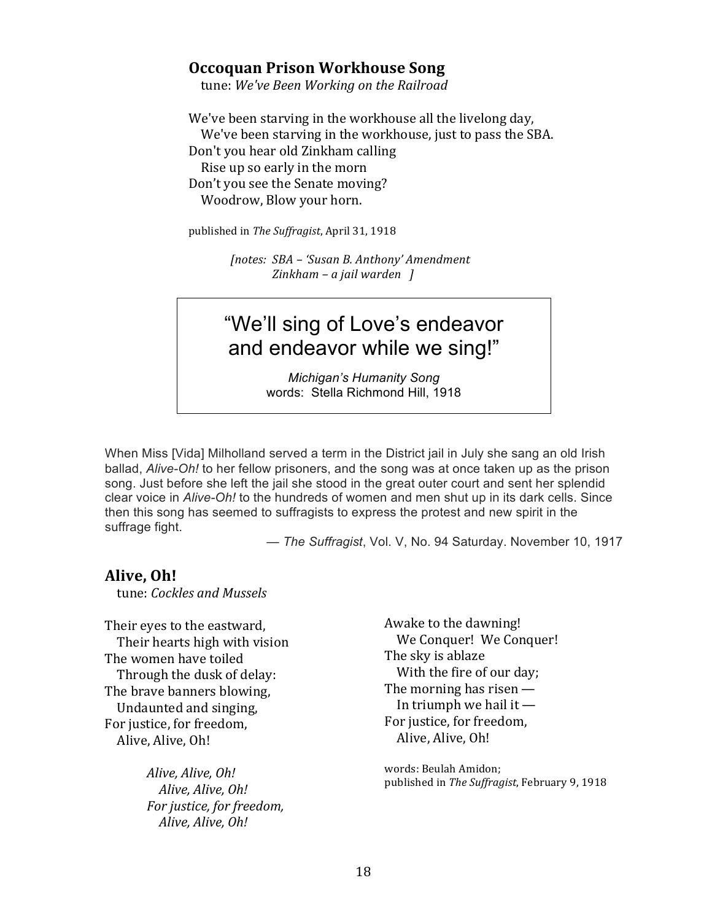### Occoquan Prison Workhouse Song

tune: *We've Been Working on the Railroad*

We've been starving in the workhouse all the livelong day,
We've been starving in the workhouse, just to pass the SBA.
Don't you hear old Zinkham calling
Rise up so early in the morn
Don't you see the Senate moving?
Woodrow, Blow your horn.

published in *The Suffragist*, April 31, 1918

*[notes: SBA – 'Susan B. Anthony' Amendment*
*Zinkham – a jail warden ]*

> "We'll sing of Love's endeavor
> and endeavor while we sing!"
>
> *Michigan's Humanity Song*
> words: Stella Richmond Hill, 1918

When Miss [Vida] Milholland served a term in the District jail in July she sang an old Irish ballad, *Alive-Oh!* to her fellow prisoners, and the song was at once taken up as the prison song. Just before she left the jail she stood in the great outer court and sent her splendid clear voice in *Alive-Oh!* to the hundreds of women and men shut up in its dark cells. Since then this song has seemed to suffragists to express the protest and new spirit in the suffrage fight.

— *The Suffragist*, Vol. V, No. 94 Saturday. November 10, 1917

### Alive, Oh!

tune: *Cockles and Mussels*

Their eyes to the eastward,
Their hearts high with vision
The women have toiled
Through the dusk of delay:
The brave banners blowing,
Undaunted and singing,
For justice, for freedom,
Alive, Alive, Oh!

*Alive, Alive, Oh!*
*Alive, Alive, Oh!*
*For justice, for freedom,*
*Alive, Alive, Oh!*

Awake to the dawning!
We Conquer! We Conquer!
The sky is ablaze
With the fire of our day;
The morning has risen —
In triumph we hail it —
For justice, for freedom,
Alive, Alive, Oh!

words: Beulah Amidon;
published in *The Suffragist*, February 9, 1918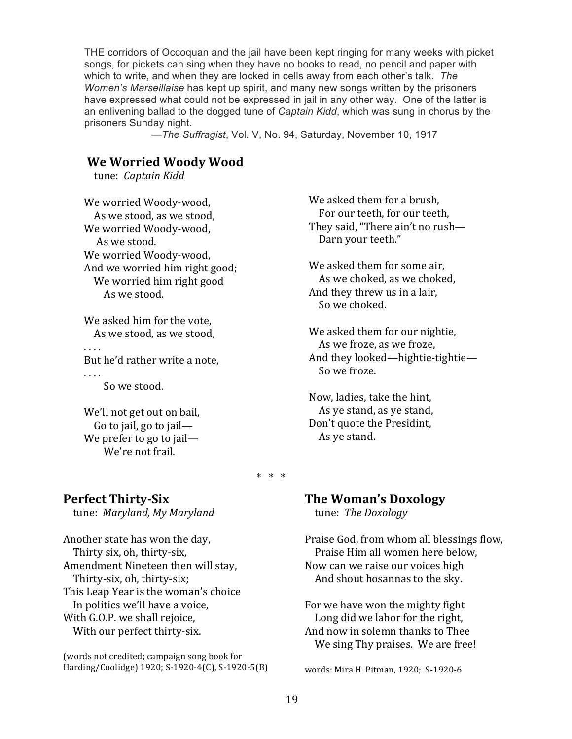THE corridors of Occoquan and the jail have been kept ringing for many weeks with picket songs, for pickets can sing when they have no books to read, no pencil and paper with which to write, and when they are locked in cells away from each other's talk. *The Women's Marseillaise* has kept up spirit, and many new songs written by the prisoners have expressed what could not be expressed in jail in any other way. One of the latter is an enlivening ballad to the dogged tune of *Captain Kidd*, which was sung in chorus by the prisoners Sunday night.

—*The Suffragist*, Vol. V, No. 94, Saturday, November 10, 1917

## We Worried Woody Wood

tune: *Captain Kidd*

We worried Woody-wood,  
As we stood, as we stood,  
We worried Woody-wood,  
As we stood.  
We worried Woody-wood,  
And we worried him right good;  
We worried him right good  
As we stood.

We asked him for the vote,  
As we stood, as we stood,  
. . . .  
But he'd rather write a note,  
. . . .  
So we stood.

We'll not get out on bail,  
Go to jail, go to jail—  
We prefer to go to jail—  
We're not frail.

We asked them for a brush,  
For our teeth, for our teeth,  
They said, "There ain't no rush—  
Darn your teeth."

We asked them for some air,  
As we choked, as we choked,  
And they threw us in a lair,  
So we choked.

We asked them for our nightie,  
As we froze, as we froze,  
And they looked—hightie-tightie—  
So we froze.

Now, ladies, take the hint,  
As ye stand, as ye stand,  
Don't quote the Presidint,  
As ye stand.

\* \* \*

## Perfect Thirty-Six

tune: *Maryland, My Maryland*

Another state has won the day,  
Thirty six, oh, thirty-six,  
Amendment Nineteen then will stay,  
Thirty-six, oh, thirty-six;  
This Leap Year is the woman's choice  
In politics we'll have a voice,  
With G.O.P. we shall rejoice,  
With our perfect thirty-six.

(words not credited; campaign song book for Harding/Coolidge) 1920; S-1920-4(C), S-1920-5(B)

## The Woman's Doxology

tune: *The Doxology*

Praise God, from whom all blessings flow,  
Praise Him all women here below,  
Now can we raise our voices high  
And shout hosannas to the sky.

For we have won the mighty fight  
Long did we labor for the right,  
And now in solemn thanks to Thee  
We sing Thy praises. We are free!

words: Mira H. Pitman, 1920; S-1920-6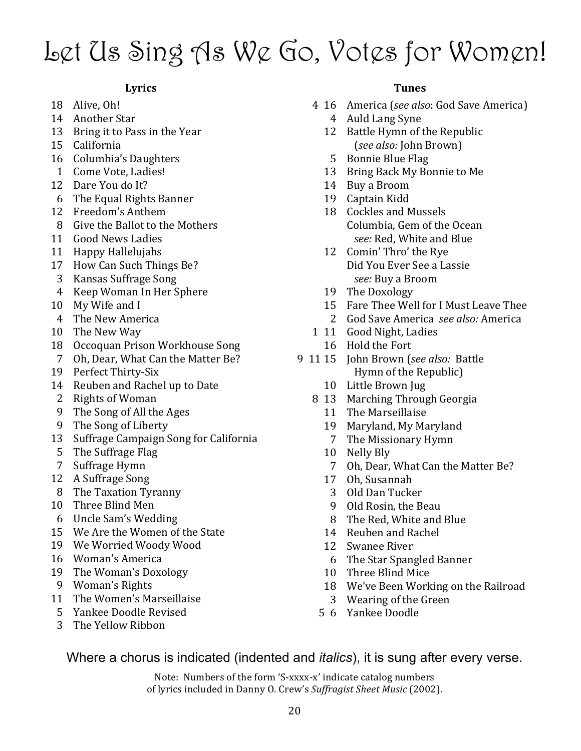# Let Us Sing As We Go, Votes for Women!

**Lyrics**

18 Alive, Oh!
14 Another Star
13 Bring it to Pass in the Year
15 California
16 Columbia's Daughters
1 Come Vote, Ladies!
12 Dare You do It?
6 The Equal Rights Banner
12 Freedom's Anthem
8 Give the Ballot to the Mothers
11 Good News Ladies
11 Happy Hallelujahs
17 How Can Such Things Be?
3 Kansas Suffrage Song
4 Keep Woman In Her Sphere
10 My Wife and I
4 The New America
10 The New Way
18 Occoquan Prison Workhouse Song
7 Oh, Dear, What Can the Matter Be?
19 Perfect Thirty-Six
14 Reuben and Rachel up to Date
2 Rights of Woman
9 The Song of All the Ages
9 The Song of Liberty
13 Suffrage Campaign Song for California
5 The Suffrage Flag
7 Suffrage Hymn
12 A Suffrage Song
8 The Taxation Tyranny
10 Three Blind Men
6 Uncle Sam's Wedding
15 We Are the Women of the State
19 We Worried Woody Wood
16 Woman's America
19 The Woman's Doxology
9 Woman's Rights
11 The Women's Marseillaise
5 Yankee Doodle Revised
3 The Yellow Ribbon

**Tunes**

4 16 America (*see also*: God Save America)
4 Auld Lang Syne
12 Battle Hymn of the Republic
  (*see also:* John Brown)
5 Bonnie Blue Flag
13 Bring Back My Bonnie to Me
14 Buy a Broom
19 Captain Kidd
18 Cockles and Mussels
Columbia, Gem of the Ocean
  *see:* Red, White and Blue
12 Comin' Thro' the Rye
Did You Ever See a Lassie
  *see:* Buy a Broom
19 The Doxology
15 Fare Thee Well for I Must Leave Thee
2 God Save America *see also:* America
1 11 Good Night, Ladies
16 Hold the Fort
9 11 15 John Brown (*see also:* Battle
  Hymn of the Republic)
10 Little Brown Jug
8 13 Marching Through Georgia
11 The Marseillaise
19 Maryland, My Maryland
7 The Missionary Hymn
10 Nelly Bly
7 Oh, Dear, What Can the Matter Be?
17 Oh, Susannah
3 Old Dan Tucker
9 Old Rosin, the Beau
8 The Red, White and Blue
14 Reuben and Rachel
12 Swanee River
6 The Star Spangled Banner
10 Three Blind Mice
18 We've Been Working on the Railroad
3 Wearing of the Green
5 6 Yankee Doodle

Where a chorus is indicated (indented and *italics*), it is sung after every verse.

Note: Numbers of the form 'S-xxxx-x' indicate catalog numbers of lyrics included in Danny O. Crew's *Suffragist Sheet Music* (2002).